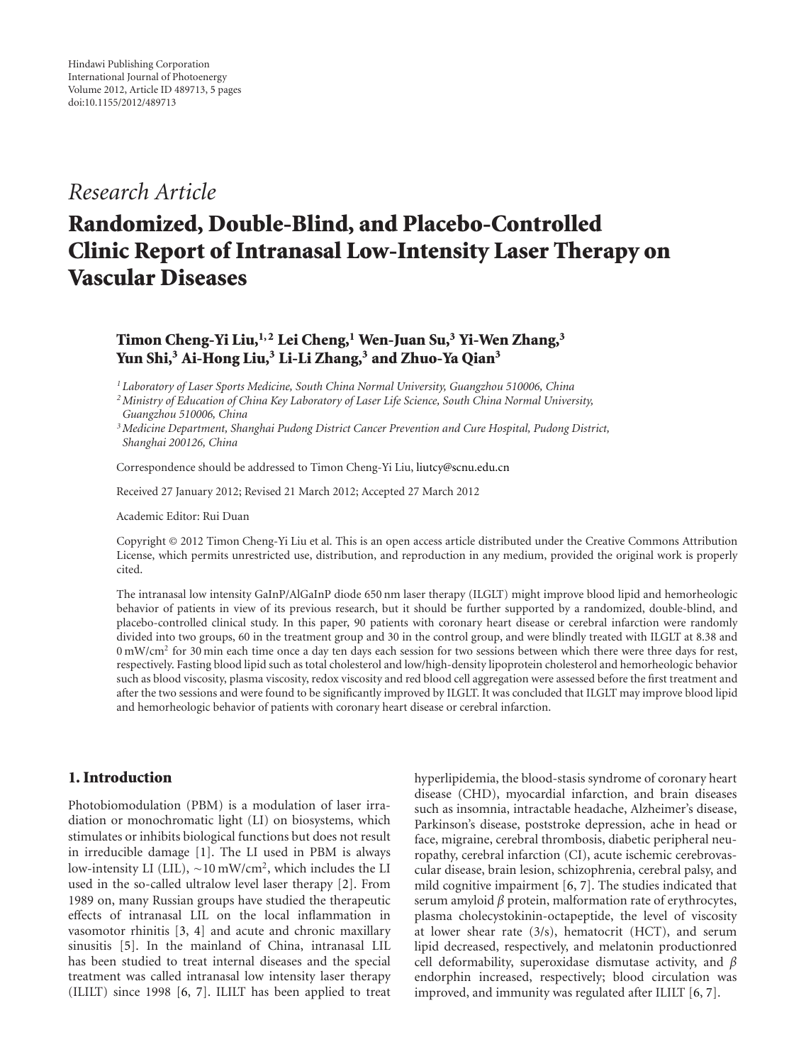Hindawi Publishing Corporation
International Journal of Photoenergy
Volume 2012, Article ID 489713, 5 pages
doi:10.1155/2012/489713

*Research Article*

# Randomized, Double-Blind, and Placebo-Controlled Clinic Report of Intranasal Low-Intensity Laser Therapy on Vascular Diseases

**Timon Cheng-Yi Liu,[1,2] Lei Cheng,[1] Wen-Juan Su,[3] Yi-Wen Zhang,[3] Yun Shi,[3] Ai-Hong Liu,[3] Li-Li Zhang,[3] and Zhuo-Ya Qian[3]**

[1] *Laboratory of Laser Sports Medicine, South China Normal University, Guangzhou 510006, China*
[2] *Ministry of Education of China Key Laboratory of Laser Life Science, South China Normal University, Guangzhou 510006, China*
[3] *Medicine Department, Shanghai Pudong District Cancer Prevention and Cure Hospital, Pudong District, Shanghai 200126, China*

Correspondence should be addressed to Timon Cheng-Yi Liu, liutcy@scnu.edu.cn

Received 27 January 2012; Revised 21 March 2012; Accepted 27 March 2012

Academic Editor: Rui Duan

Copyright © 2012 Timon Cheng-Yi Liu et al. This is an open access article distributed under the Creative Commons Attribution License, which permits unrestricted use, distribution, and reproduction in any medium, provided the original work is properly cited.

The intranasal low intensity GaInP/AlGaInP diode 650 nm laser therapy (ILGLT) might improve blood lipid and hemorheologic behavior of patients in view of its previous research, but it should be further supported by a randomized, double-blind, and placebo-controlled clinical study. In this paper, 90 patients with coronary heart disease or cerebral infarction were randomly divided into two groups, 60 in the treatment group and 30 in the control group, and were blindly treated with ILGLT at 8.38 and 0 mW/cm$^2$ for 30 min each time once a day ten days each session for two sessions between which there were three days for rest, respectively. Fasting blood lipid such as total cholesterol and low/high-density lipoprotein cholesterol and hemorheologic behavior such as blood viscosity, plasma viscosity, redox viscosity and red blood cell aggregation were assessed before the first treatment and after the two sessions and were found to be significantly improved by ILGLT. It was concluded that ILGLT may improve blood lipid and hemorheologic behavior of patients with coronary heart disease or cerebral infarction.

## 1. Introduction

Photobiomodulation (PBM) is a modulation of laser irradiation or monochromatic light (LI) on biosystems, which stimulates or inhibits biological functions but does not result in irreducible damage [1]. The LI used in PBM is always low-intensity LI (LIL), ~10 mW/cm$^2$, which includes the LI used in the so-called ultralow level laser therapy [2]. From 1989 on, many Russian groups have studied the therapeutic effects of intranasal LIL on the local inflammation in vasomotor rhinitis [3, 4] and acute and chronic maxillary sinusitis [5]. In the mainland of China, intranasal LIL has been studied to treat internal diseases and the special treatment was called intranasal low intensity laser therapy (ILILT) since 1998 [6, 7]. ILILT has been applied to treat hyperlipidemia, the blood-stasis syndrome of coronary heart disease (CHD), myocardial infarction, and brain diseases such as insomnia, intractable headache, Alzheimer's disease, Parkinson's disease, poststroke depression, ache in head or face, migraine, cerebral thrombosis, diabetic peripheral neuropathy, cerebral infarction (CI), acute ischemic cerebrovascular disease, brain lesion, schizophrenia, cerebral palsy, and mild cognitive impairment [6, 7]. The studies indicated that serum amyloid $\beta$ protein, malformation rate of erythrocytes, plasma cholecystokinin-octapeptide, the level of viscosity at lower shear rate (3/s), hematocrit (HCT), and serum lipid decreased, respectively, and melatonin productionred cell deformability, superoxidase dismutase activity, and $\beta$ endorphin increased, respectively; blood circulation was improved, and immunity was regulated after ILILT [6, 7].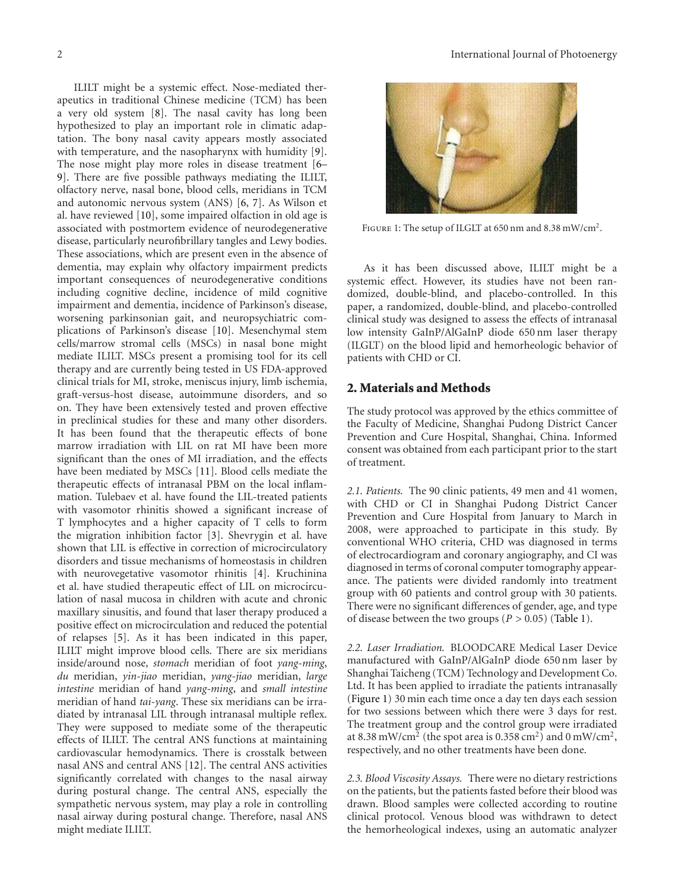ILILT might be a systemic effect. Nose-mediated therapeutics in traditional Chinese medicine (TCM) has been a very old system [8]. The nasal cavity has long been hypothesized to play an important role in climatic adaptation. The bony nasal cavity appears mostly associated with temperature, and the nasopharynx with humidity [9]. The nose might play more roles in disease treatment [6–9]. There are five possible pathways mediating the ILILT, olfactory nerve, nasal bone, blood cells, meridians in TCM and autonomic nervous system (ANS) [6, 7]. As Wilson et al. have reviewed [10], some impaired olfaction in old age is associated with postmortem evidence of neurodegenerative disease, particularly neurofibrillary tangles and Lewy bodies. These associations, which are present even in the absence of dementia, may explain why olfactory impairment predicts important consequences of neurodegenerative conditions including cognitive decline, incidence of mild cognitive impairment and dementia, incidence of Parkinson's disease, worsening parkinsonian gait, and neuropsychiatric complications of Parkinson's disease [10]. Mesenchymal stem cells/marrow stromal cells (MSCs) in nasal bone might mediate ILILT. MSCs present a promising tool for its cell therapy and are currently being tested in US FDA-approved clinical trials for MI, stroke, meniscus injury, limb ischemia, graft-versus-host disease, autoimmune disorders, and so on. They have been extensively tested and proven effective in preclinical studies for these and many other disorders. It has been found that the therapeutic effects of bone marrow irradiation with LIL on rat MI have been more significant than the ones of MI irradiation, and the effects have been mediated by MSCs [11]. Blood cells mediate the therapeutic effects of intranasal PBM on the local inflammation. Tulebaev et al. have found the LIL-treated patients with vasomotor rhinitis showed a significant increase of T lymphocytes and a higher capacity of T cells to form the migration inhibition factor [3]. Shevrygin et al. have shown that LIL is effective in correction of microcirculatory disorders and tissue mechanisms of homeostasis in children with neurovegetative vasomotor rhinitis [4]. Kruchinina et al. have studied therapeutic effect of LIL on microcirculation of nasal mucosa in children with acute and chronic maxillary sinusitis, and found that laser therapy produced a positive effect on microcirculation and reduced the potential of relapses [5]. As it has been indicated in this paper, ILILT might improve blood cells. There are six meridians inside/around nose, *stomach* meridian of foot *yang-ming*, *du* meridian, *yin-jiao* meridian, *yang-jiao* meridian, *large intestine* meridian of hand *yang-ming*, and *small intestine* meridian of hand *tai-yang*. These six meridians can be irradiated by intranasal LIL through intranasal multiple reflex. They were supposed to mediate some of the therapeutic effects of ILILT. The central ANS functions at maintaining cardiovascular hemodynamics. There is crosstalk between nasal ANS and central ANS [12]. The central ANS activities significantly correlated with changes to the nasal airway during postural change. The central ANS, especially the sympathetic nervous system, may play a role in controlling nasal airway during postural change. Therefore, nasal ANS might mediate ILILT.

Figure 1: The setup of ILGLT at 650 nm and 8.38 mW/cm$^2$.

As it has been discussed above, ILILT might be a systemic effect. However, its studies have not been randomized, double-blind, and placebo-controlled. In this paper, a randomized, double-blind, and placebo-controlled clinical study was designed to assess the effects of intranasal low intensity GaInP/AlGaInP diode 650 nm laser therapy (ILGLT) on the blood lipid and hemorheologic behavior of patients with CHD or CI.

## 2. Materials and Methods

The study protocol was approved by the ethics committee of the Faculty of Medicine, Shanghai Pudong District Cancer Prevention and Cure Hospital, Shanghai, China. Informed consent was obtained from each participant prior to the start of treatment.

*2.1. Patients.* The 90 clinic patients, 49 men and 41 women, with CHD or CI in Shanghai Pudong District Cancer Prevention and Cure Hospital from January to March in 2008, were approached to participate in this study. By conventional WHO criteria, CHD was diagnosed in terms of electrocardiogram and coronary angiography, and CI was diagnosed in terms of coronal computer tomography appearance. The patients were divided randomly into treatment group with 60 patients and control group with 30 patients. There were no significant differences of gender, age, and type of disease between the two groups ($P > 0.05$) (Table 1).

*2.2. Laser Irradiation.* BLOODCARE Medical Laser Device manufactured with GaInP/AlGaInP diode 650 nm laser by Shanghai Taicheng (TCM) Technology and Development Co. Ltd. It has been applied to irradiate the patients intranasally (Figure 1) 30 min each time once a day ten days each session for two sessions between which there were 3 days for rest. The treatment group and the control group were irradiated at 8.38 mW/cm$^2$ (the spot area is 0.358 cm$^2$) and 0 mW/cm$^2$, respectively, and no other treatments have been done.

*2.3. Blood Viscosity Assays.* There were no dietary restrictions on the patients, but the patients fasted before their blood was drawn. Blood samples were collected according to routine clinical protocol. Venous blood was withdrawn to detect the hemorheological indexes, using an automatic analyzer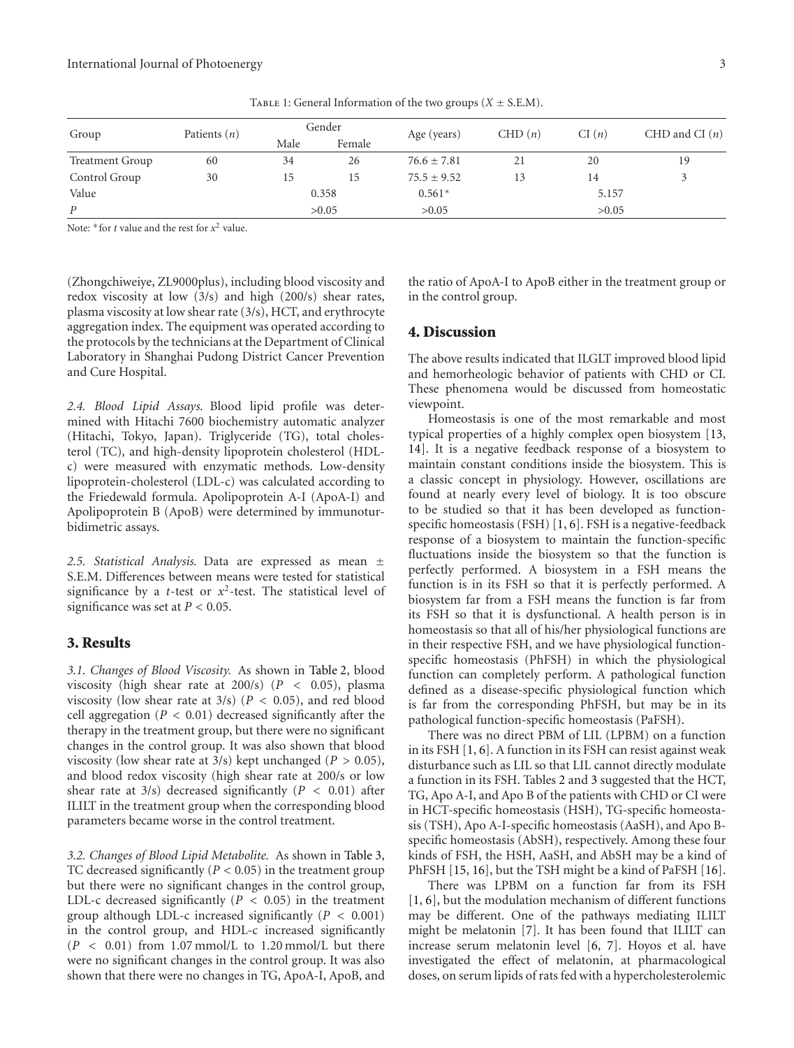Table 1: General Information of the two groups ($X \pm$ S.E.M).

| Group | Patients ($n$) | Gender | | Age (years) | CHD ($n$) | CI ($n$) | CHD and CI ($n$) |
|---|---|---|---|---|---|---|---|
| | | Male | Female | | | | |
| Treatment Group | 60 | 34 | 26 | $76.6 \pm 7.81$ | 21 | 20 | 19 |
| Control Group | 30 | 15 | 15 | $75.5 \pm 9.52$ | 13 | 14 | 3 |
| Value | | 0.358 | | 0.561* | | 5.157 | |
| $P$ | | >0.05 | | >0.05 | | >0.05 | |

Note: *for $t$ value and the rest for $x^2$ value.

(Zhongchiweiye, ZL9000plus), including blood viscosity and redox viscosity at low (3/s) and high (200/s) shear rates, plasma viscosity at low shear rate (3/s), HCT, and erythrocyte aggregation index. The equipment was operated according to the protocols by the technicians at the Department of Clinical Laboratory in Shanghai Pudong District Cancer Prevention and Cure Hospital.

*2.4. Blood Lipid Assays.* Blood lipid profile was determined with Hitachi 7600 biochemistry automatic analyzer (Hitachi, Tokyo, Japan). Triglyceride (TG), total cholesterol (TC), and high-density lipoprotein cholesterol (HDL-c) were measured with enzymatic methods. Low-density lipoprotein-cholesterol (LDL-c) was calculated according to the Friedewald formula. Apolipoprotein A-I (ApoA-I) and Apolipoprotein B (ApoB) were determined by immunoturbidimetric assays.

*2.5. Statistical Analysis.* Data are expressed as mean ± S.E.M. Differences between means were tested for statistical significance by a $t$-test or $x^2$-test. The statistical level of significance was set at $P < 0.05$.

## 3. Results

*3.1. Changes of Blood Viscosity.* As shown in Table 2, blood viscosity (high shear rate at 200/s) ($P < 0.05$), plasma viscosity (low shear rate at 3/s) ($P < 0.05$), and red blood cell aggregation ($P < 0.01$) decreased significantly after the therapy in the treatment group, but there were no significant changes in the control group. It was also shown that blood viscosity (low shear rate at 3/s) kept unchanged ($P > 0.05$), and blood redox viscosity (high shear rate at 200/s or low shear rate at 3/s) decreased significantly ($P < 0.01$) after ILILT in the treatment group when the corresponding blood parameters became worse in the control treatment.

*3.2. Changes of Blood Lipid Metabolite.* As shown in Table 3, TC decreased significantly ($P < 0.05$) in the treatment group but there were no significant changes in the control group, LDL-c decreased significantly ($P < 0.05$) in the treatment group although LDL-c increased significantly ($P < 0.001$) in the control group, and HDL-c increased significantly ($P < 0.01$) from 1.07 mmol/L to 1.20 mmol/L but there were no significant changes in the control group. It was also shown that there were no changes in TG, ApoA-I, ApoB, and the ratio of ApoA-I to ApoB either in the treatment group or in the control group.

## 4. Discussion

The above results indicated that ILGLT improved blood lipid and hemorheologic behavior of patients with CHD or CI. These phenomena would be discussed from homeostatic viewpoint.

Homeostasis is one of the most remarkable and most typical properties of a highly complex open biosystem [13, 14]. It is a negative feedback response of a biosystem to maintain constant conditions inside the biosystem. This is a classic concept in physiology. However, oscillations are found at nearly every level of biology. It is too obscure to be studied so that it has been developed as function-specific homeostasis (FSH) [1, 6]. FSH is a negative-feedback response of a biosystem to maintain the function-specific fluctuations inside the biosystem so that the function is perfectly performed. A biosystem in a FSH means the function is in its FSH so that it is perfectly performed. A biosystem far from a FSH means the function is far from its FSH so that it is dysfunctional. A health person is in homeostasis so that all of his/her physiological functions are in their respective FSH, and we have physiological function-specific homeostasis (PhFSH) in which the physiological function can completely perform. A pathological function defined as a disease-specific physiological function which is far from the corresponding PhFSH, but may be in its pathological function-specific homeostasis (PaFSH).

There was no direct PBM of LIL (LPBM) on a function in its FSH [1, 6]. A function in its FSH can resist against weak disturbance such as LIL so that LIL cannot directly modulate a function in its FSH. Tables 2 and 3 suggested that the HCT, TG, Apo A-I, and Apo B of the patients with CHD or CI were in HCT-specific homeostasis (HSH), TG-specific homeostasis (TSH), Apo A-I-specific homeostasis (AaSH), and Apo B-specific homeostasis (AbSH), respectively. Among these four kinds of FSH, the HSH, AaSH, and AbSH may be a kind of PhFSH [15, 16], but the TSH might be a kind of PaFSH [16].

There was LPBM on a function far from its FSH [1, 6], but the modulation mechanism of different functions may be different. One of the pathways mediating ILILT might be melatonin [7]. It has been found that ILILT can increase serum melatonin level [6, 7]. Hoyos et al. have investigated the effect of melatonin, at pharmacological doses, on serum lipids of rats fed with a hypercholesterolemic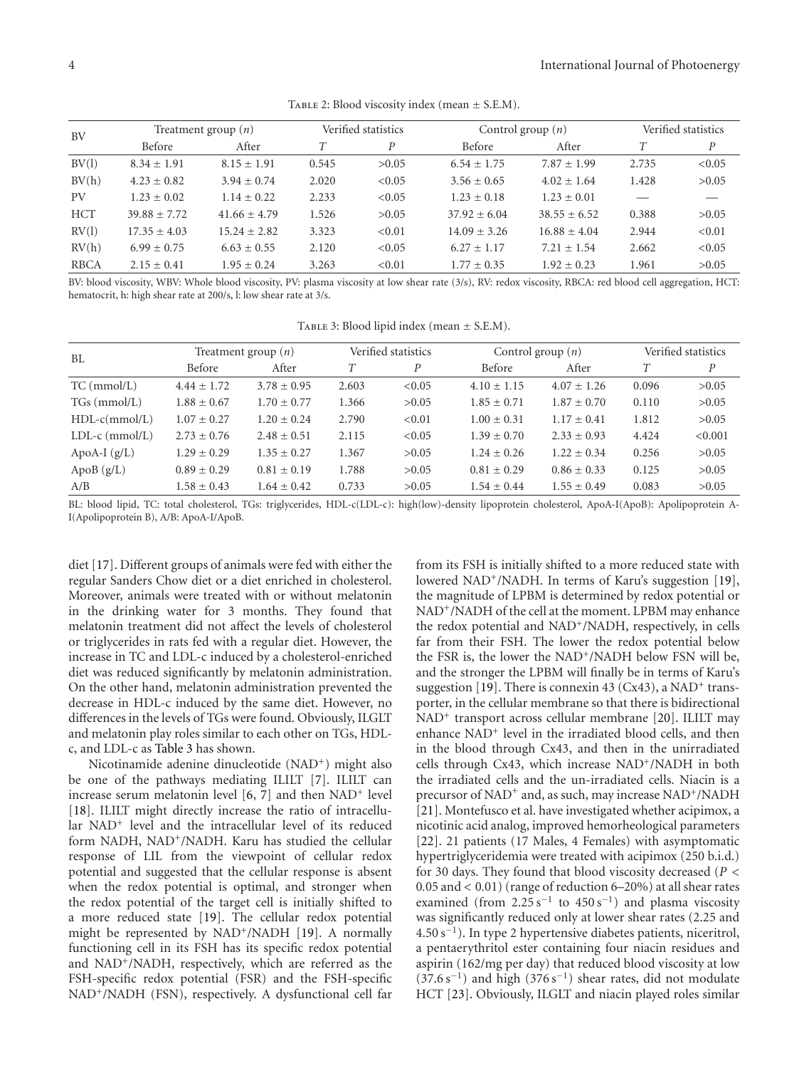Table 2: Blood viscosity index (mean ± S.E.M).

| BV | Treatment group ($n$) | | Verified statistics | | Control group ($n$) | | Verified statistics | |
|---|---|---|---|---|---|---|---|---|
| | Before | After | $T$ | $P$ | Before | After | $T$ | $P$ |
| BV(l) | 8.34 ± 1.91 | 8.15 ± 1.91 | 0.545 | >0.05 | 6.54 ± 1.75 | 7.87 ± 1.99 | 2.735 | <0.05 |
| BV(h) | 4.23 ± 0.82 | 3.94 ± 0.74 | 2.020 | <0.05 | 3.56 ± 0.65 | 4.02 ± 1.64 | 1.428 | >0.05 |
| PV | 1.23 ± 0.02 | 1.14 ± 0.22 | 2.233 | <0.05 | 1.23 ± 0.18 | 1.23 ± 0.01 | — | — |
| HCT | 39.88 ± 7.72 | 41.66 ± 4.79 | 1.526 | >0.05 | 37.92 ± 6.04 | 38.55 ± 6.52 | 0.388 | >0.05 |
| RV(l) | 17.35 ± 4.03 | 15.24 ± 2.82 | 3.323 | <0.01 | 14.09 ± 3.26 | 16.88 ± 4.04 | 2.944 | <0.01 |
| RV(h) | 6.99 ± 0.75 | 6.63 ± 0.55 | 2.120 | <0.05 | 6.27 ± 1.17 | 7.21 ± 1.54 | 2.662 | <0.05 |
| RBCA | 2.15 ± 0.41 | 1.95 ± 0.24 | 3.263 | <0.01 | 1.77 ± 0.35 | 1.92 ± 0.23 | 1.961 | >0.05 |

BV: blood viscosity, WBV: Whole blood viscosity, PV: plasma viscosity at low shear rate (3/s), RV: redox viscosity, RBCA: red blood cell aggregation, HCT: hematocrit, h: high shear rate at 200/s, l: low shear rate at 3/s.

Table 3: Blood lipid index (mean ± S.E.M).

| BL | Treatment group ($n$) | | Verified statistics | | Control group ($n$) | | Verified statistics | |
|---|---|---|---|---|---|---|---|---|
| | Before | After | $T$ | $P$ | Before | After | $T$ | $P$ |
| TC (mmol/L) | 4.44 ± 1.72 | 3.78 ± 0.95 | 2.603 | <0.05 | 4.10 ± 1.15 | 4.07 ± 1.26 | 0.096 | >0.05 |
| TGs (mmol/L) | 1.88 ± 0.67 | 1.70 ± 0.77 | 1.366 | >0.05 | 1.85 ± 0.71 | 1.87 ± 0.70 | 0.110 | >0.05 |
| HDL-c(mmol/L) | 1.07 ± 0.27 | 1.20 ± 0.24 | 2.790 | <0.01 | 1.00 ± 0.31 | 1.17 ± 0.41 | 1.812 | >0.05 |
| LDL-c (mmol/L) | 2.73 ± 0.76 | 2.48 ± 0.51 | 2.115 | <0.05 | 1.39 ± 0.70 | 2.33 ± 0.93 | 4.424 | <0.001 |
| ApoA-I (g/L) | 1.29 ± 0.29 | 1.35 ± 0.27 | 1.367 | >0.05 | 1.24 ± 0.26 | 1.22 ± 0.34 | 0.256 | >0.05 |
| ApoB (g/L) | 0.89 ± 0.29 | 0.81 ± 0.19 | 1.788 | >0.05 | 0.81 ± 0.29 | 0.86 ± 0.33 | 0.125 | >0.05 |
| A/B | 1.58 ± 0.43 | 1.64 ± 0.42 | 0.733 | >0.05 | 1.54 ± 0.44 | 1.55 ± 0.49 | 0.083 | >0.05 |

BL: blood lipid, TC: total cholesterol, TGs: triglycerides, HDL-c(LDL-c): high(low)-density lipoprotein cholesterol, ApoA-I(ApoB): Apolipoprotein A-I(Apolipoprotein B), A/B: ApoA-I/ApoB.

diet [17]. Different groups of animals were fed with either the regular Sanders Chow diet or a diet enriched in cholesterol. Moreover, animals were treated with or without melatonin in the drinking water for 3 months. They found that melatonin treatment did not affect the levels of cholesterol or triglycerides in rats fed with a regular diet. However, the increase in TC and LDL-c induced by a cholesterol-enriched diet was reduced significantly by melatonin administration. On the other hand, melatonin administration prevented the decrease in HDL-c induced by the same diet. However, no differences in the levels of TGs were found. Obviously, ILGLT and melatonin play roles similar to each other on TGs, HDL-c, and LDL-c as Table 3 has shown.

Nicotinamide adenine dinucleotide ($NAD^+$) might also be one of the pathways mediating ILILT [7]. ILILT can increase serum melatonin level [6, 7] and then $NAD^+$ level [18]. ILILT might directly increase the ratio of intracellular $NAD^+$ level and the intracellular level of its reduced form NADH, $NAD^+$/NADH. Karu has studied the cellular response of LIL from the viewpoint of cellular redox potential and suggested that the cellular response is absent when the redox potential is optimal, and stronger when the redox potential of the target cell is initially shifted to a more reduced state [19]. The cellular redox potential might be represented by $NAD^+$/NADH [19]. A normally functioning cell in its FSH has its specific redox potential and $NAD^+$/NADH, respectively, which are referred as the FSH-specific redox potential (FSR) and the FSH-specific $NAD^+$/NADH (FSN), respectively. A dysfunctional cell far from its FSH is initially shifted to a more reduced state with lowered $NAD^+$/NADH. In terms of Karu's suggestion [19], the magnitude of LPBM is determined by redox potential or $NAD^+$/NADH of the cell at the moment. LPBM may enhance the redox potential and $NAD^+$/NADH, respectively, in cells far from their FSH. The lower the redox potential below the FSR is, the lower the $NAD^+$/NADH below FSN will be, and the stronger the LPBM will finally be in terms of Karu's suggestion [19]. There is connexin 43 (Cx43), a $NAD^+$ transporter, in the cellular membrane so that there is bidirectional $NAD^+$ transport across cellular membrane [20]. ILILT may enhance $NAD^+$ level in the irradiated blood cells, and then in the blood through Cx43, and then in the unirradiated cells through Cx43, which increase $NAD^+$/NADH in both the irradiated cells and the un-irradiated cells. Niacin is a precursor of $NAD^+$ and, as such, may increase $NAD^+$/NADH [21]. Montefusco et al. have investigated whether acipimox, a nicotinic acid analog, improved hemorheological parameters [22]. 21 patients (17 Males, 4 Females) with asymptomatic hypertriglyceridemia were treated with acipimox (250 b.i.d.) for 30 days. They found that blood viscosity decreased ($P < 0.05$ and $< 0.01$) (range of reduction 6–20%) at all shear rates examined (from $2.25\,s^{-1}$ to $450\,s^{-1}$) and plasma viscosity was significantly reduced only at lower shear rates (2.25 and $4.50\,s^{-1}$). In type 2 hypertensive diabetes patients, niceritrol, a pentaerythritol ester containing four niacin residues and aspirin (162/mg per day) that reduced blood viscosity at low ($37.6\,s^{-1}$) and high ($376\,s^{-1}$) shear rates, did not modulate HCT [23]. Obviously, ILGLT and niacin played roles similar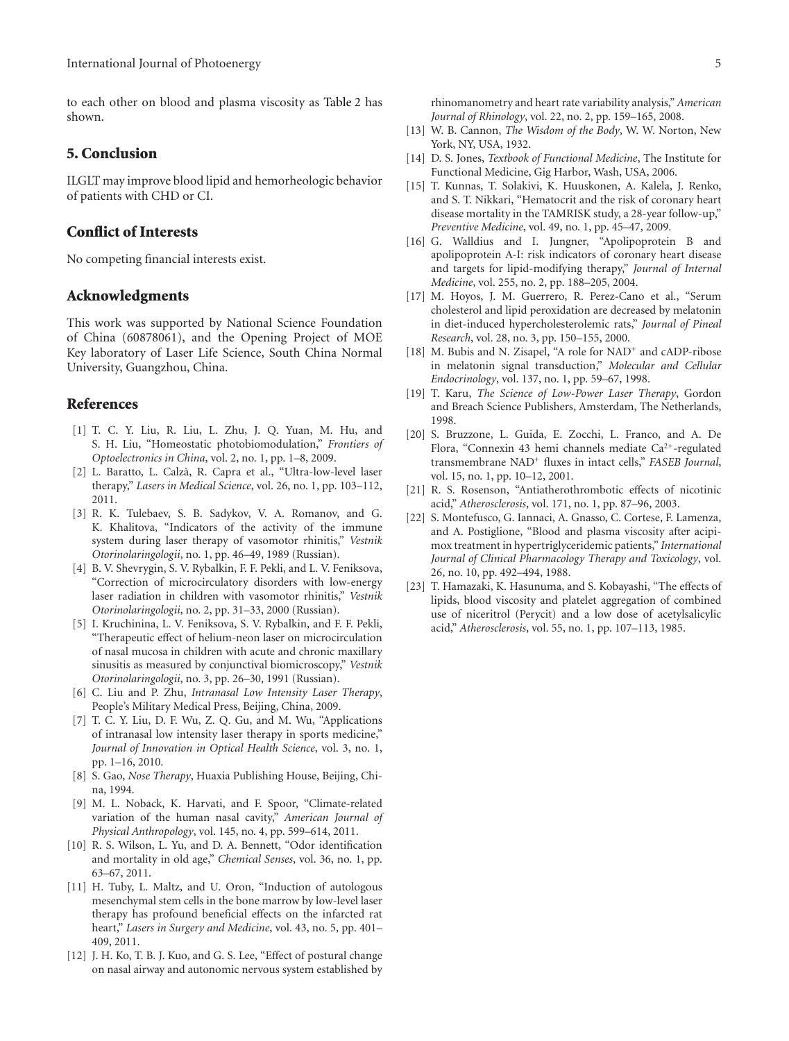to each other on blood and plasma viscosity as Table 2 has shown.

## 5. Conclusion

ILGLT may improve blood lipid and hemorheologic behavior of patients with CHD or CI.

## Conflict of Interests

No competing financial interests exist.

## Acknowledgments

This work was supported by National Science Foundation of China (60878061), and the Opening Project of MOE Key laboratory of Laser Life Science, South China Normal University, Guangzhou, China.

## References

[1] T. C. Y. Liu, R. Liu, L. Zhu, J. Q. Yuan, M. Hu, and S. H. Liu, "Homeostatic photobiomodulation," *Frontiers of Optoelectronics in China*, vol. 2, no. 1, pp. 1–8, 2009.

[2] L. Baratto, L. Calzà, R. Capra et al., "Ultra-low-level laser therapy," *Lasers in Medical Science*, vol. 26, no. 1, pp. 103–112, 2011.

[3] R. K. Tulebaev, S. B. Sadykov, V. A. Romanov, and G. K. Khalitova, "Indicators of the activity of the immune system during laser therapy of vasomotor rhinitis," *Vestnik Otorinolaringologii*, no. 1, pp. 46–49, 1989 (Russian).

[4] B. V. Shevrygin, S. V. Rybalkin, F. F. Pekli, and L. V. Feniksova, "Correction of microcirculatory disorders with low-energy laser radiation in children with vasomotor rhinitis," *Vestnik Otorinolaringologii*, no. 2, pp. 31–33, 2000 (Russian).

[5] I. Kruchinina, L. V. Feniksova, S. V. Rybalkin, and F. F. Pekli, "Therapeutic effect of helium-neon laser on microcirculation of nasal mucosa in children with acute and chronic maxillary sinusitis as measured by conjunctival biomicroscopy," *Vestnik Otorinolaringologii*, no. 3, pp. 26–30, 1991 (Russian).

[6] C. Liu and P. Zhu, *Intranasal Low Intensity Laser Therapy*, People's Military Medical Press, Beijing, China, 2009.

[7] T. C. Y. Liu, D. F. Wu, Z. Q. Gu, and M. Wu, "Applications of intranasal low intensity laser therapy in sports medicine," *Journal of Innovation in Optical Health Science*, vol. 3, no. 1, pp. 1–16, 2010.

[8] S. Gao, *Nose Therapy*, Huaxia Publishing House, Beijing, China, 1994.

[9] M. L. Noback, K. Harvati, and F. Spoor, "Climate-related variation of the human nasal cavity," *American Journal of Physical Anthropology*, vol. 145, no. 4, pp. 599–614, 2011.

[10] R. S. Wilson, L. Yu, and D. A. Bennett, "Odor identification and mortality in old age," *Chemical Senses*, vol. 36, no. 1, pp. 63–67, 2011.

[11] H. Tuby, L. Maltz, and U. Oron, "Induction of autologous mesenchymal stem cells in the bone marrow by low-level laser therapy has profound beneficial effects on the infarcted rat heart," *Lasers in Surgery and Medicine*, vol. 43, no. 5, pp. 401–409, 2011.

[12] J. H. Ko, T. B. J. Kuo, and G. S. Lee, "Effect of postural change on nasal airway and autonomic nervous system established by rhinomanometry and heart rate variability analysis," *American Journal of Rhinology*, vol. 22, no. 2, pp. 159–165, 2008.

[13] W. B. Cannon, *The Wisdom of the Body*, W. W. Norton, New York, NY, USA, 1932.

[14] D. S. Jones, *Textbook of Functional Medicine*, The Institute for Functional Medicine, Gig Harbor, Wash, USA, 2006.

[15] T. Kunnas, T. Solakivi, K. Huuskonen, A. Kalela, J. Renko, and S. T. Nikkari, "Hematocrit and the risk of coronary heart disease mortality in the TAMRISK study, a 28-year follow-up," *Preventive Medicine*, vol. 49, no. 1, pp. 45–47, 2009.

[16] G. Walldius and I. Jungner, "Apolipoprotein B and apolipoprotein A-I: risk indicators of coronary heart disease and targets for lipid-modifying therapy," *Journal of Internal Medicine*, vol. 255, no. 2, pp. 188–205, 2004.

[17] M. Hoyos, J. M. Guerrero, R. Perez-Cano et al., "Serum cholesterol and lipid peroxidation are decreased by melatonin in diet-induced hypercholesterolemic rats," *Journal of Pineal Research*, vol. 28, no. 3, pp. 150–155, 2000.

[18] M. Bubis and N. Zisapel, "A role for $NAD^+$ and cADP-ribose in melatonin signal transduction," *Molecular and Cellular Endocrinology*, vol. 137, no. 1, pp. 59–67, 1998.

[19] T. Karu, *The Science of Low-Power Laser Therapy*, Gordon and Breach Science Publishers, Amsterdam, The Netherlands, 1998.

[20] S. Bruzzone, L. Guida, E. Zocchi, L. Franco, and A. De Flora, "Connexin 43 hemi channels mediate $Ca^{2+}$-regulated transmembrane $NAD^+$ fluxes in intact cells," *FASEB Journal*, vol. 15, no. 1, pp. 10–12, 2001.

[21] R. S. Rosenson, "Antiatherothrombotic effects of nicotinic acid," *Atherosclerosis*, vol. 171, no. 1, pp. 87–96, 2003.

[22] S. Montefusco, G. Iannaci, A. Gnasso, C. Cortese, F. Lamenza, and A. Postiglione, "Blood and plasma viscosity after acipimox treatment in hypertriglyceridemic patients," *International Journal of Clinical Pharmacology Therapy and Toxicology*, vol. 26, no. 10, pp. 492–494, 1988.

[23] T. Hamazaki, K. Hasunuma, and S. Kobayashi, "The effects of lipids, blood viscosity and platelet aggregation of combined use of niceritrol (Perycit) and a low dose of acetylsalicylic acid," *Atherosclerosis*, vol. 55, no. 1, pp. 107–113, 1985.